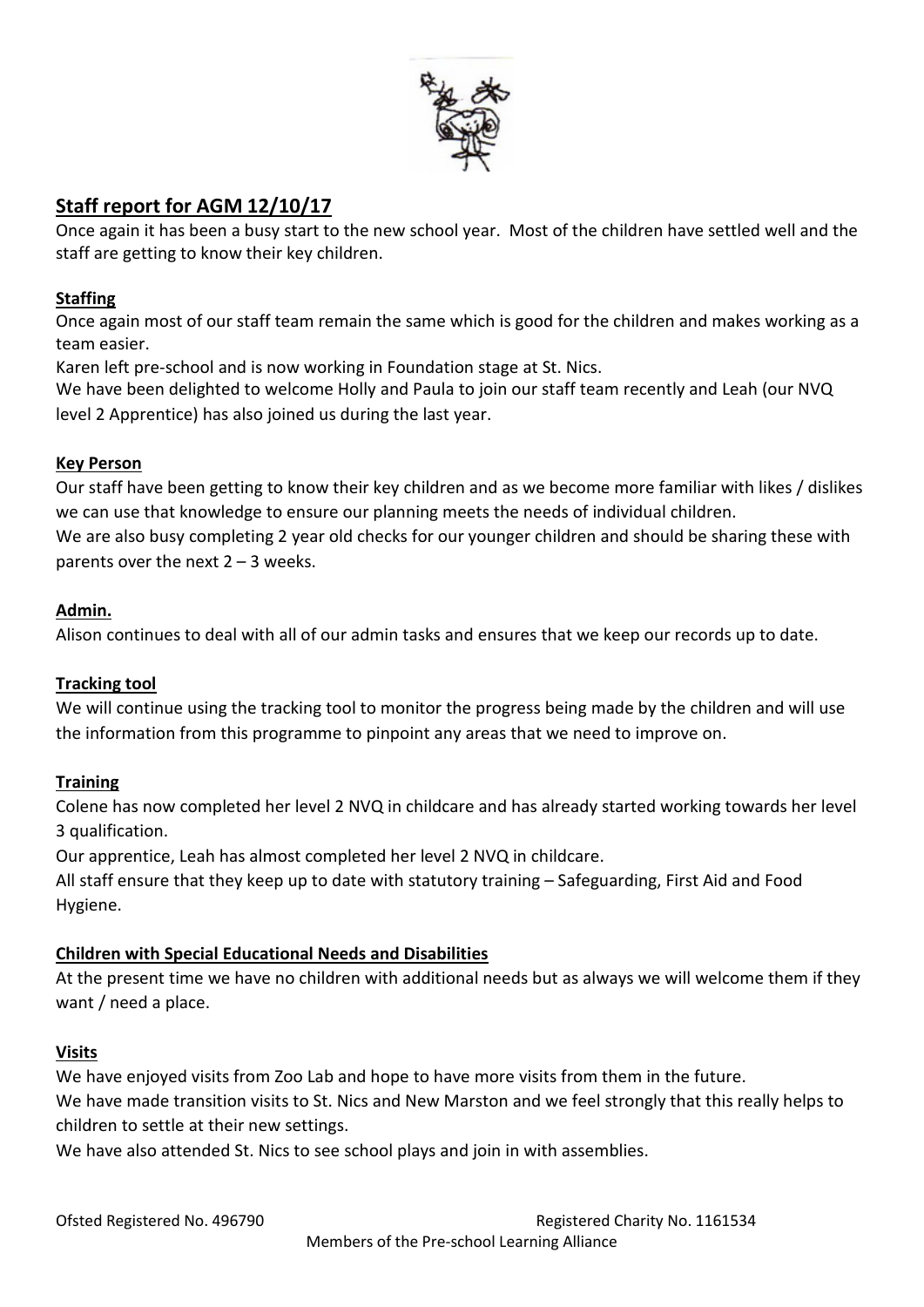## Staff report for AGM 12/10/17

Once again it has been a busy start to the new school year. Most of the children have settled well and the staff are getting to know their key children.

### Staffing

Once again most of our staff team remain the same which is good for the children and makes working as a team easier.

Karen left pre-school and is now working in Foundation stage at St. Nics.

We have been delighted to welcome Holly and Paula to join our staff team recently and Leah (our NVQ level 2 Apprentice) has also joined us during the last year.

### Key Person

Our staff have been getting to know their key children and as we become more familiar with likes / dislikes we can use that knowledge to ensure our planning meets the needs of individual children.

We are also busy completing 2 year old checks for our younger children and should be sharing these with parents over the next 2 – 3 weeks.

### Admin.

Alison continues to deal with all of our admin tasks and ensures that we keep our records up to date.

### Tracking tool

We will continue using the tracking tool to monitor the progress being made by the children and will use the information from this programme to pinpoint any areas that we need to improve on.

### Training

Colene has now completed her level 2 NVQ in childcare and has already started working towards her level 3 qualification.

Our apprentice, Leah has almost completed her level 2 NVQ in childcare.

All staff ensure that they keep up to date with statutory training – Safeguarding, First Aid and Food Hygiene.

### Children with Special Educational Needs and Disabilities

At the present time we have no children with additional needs but as always we will welcome them if they want / need a place.

### Visits

We have enjoyed visits from Zoo Lab and hope to have more visits from them in the future.

We have made transition visits to St. Nics and New Marston and we feel strongly that this really helps to children to settle at their new settings.

We have also attended St. Nics to see school plays and join in with assemblies.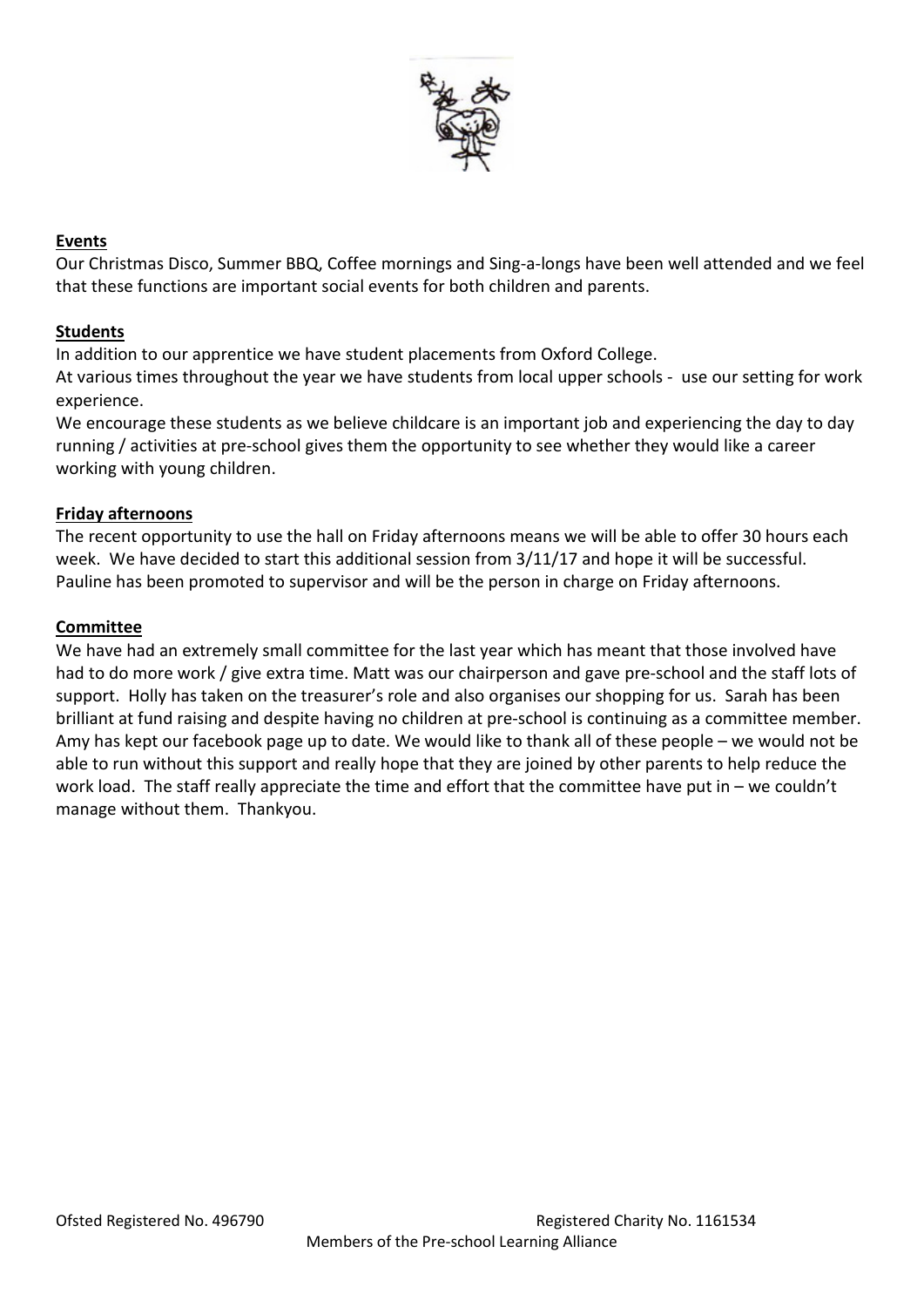**Events**

Our Christmas Disco, Summer BBQ, Coffee mornings and Sing-a-longs have been well attended and we feel that these functions are important social events for both children and parents.

**Students**

In addition to our apprentice we have student placements from Oxford College.

At various times throughout the year we have students from local upper schools - use our setting for work experience.

We encourage these students as we believe childcare is an important job and experiencing the day to day running / activities at pre-school gives them the opportunity to see whether they would like a career working with young children.

**Friday afternoons**

The recent opportunity to use the hall on Friday afternoons means we will be able to offer 30 hours each week. We have decided to start this additional session from 3/11/17 and hope it will be successful. Pauline has been promoted to supervisor and will be the person in charge on Friday afternoons.

**Committee**

We have had an extremely small committee for the last year which has meant that those involved have had to do more work / give extra time. Matt was our chairperson and gave pre-school and the staff lots of support. Holly has taken on the treasurer's role and also organises our shopping for us. Sarah has been brilliant at fund raising and despite having no children at pre-school is continuing as a committee member. Amy has kept our facebook page up to date. We would like to thank all of these people – we would not be able to run without this support and really hope that they are joined by other parents to help reduce the work load. The staff really appreciate the time and effort that the committee have put in – we couldn't manage without them. Thankyou.

Ofsted Registered No. 496790 Registered Charity No. 1161534

Members of the Pre-school Learning Alliance